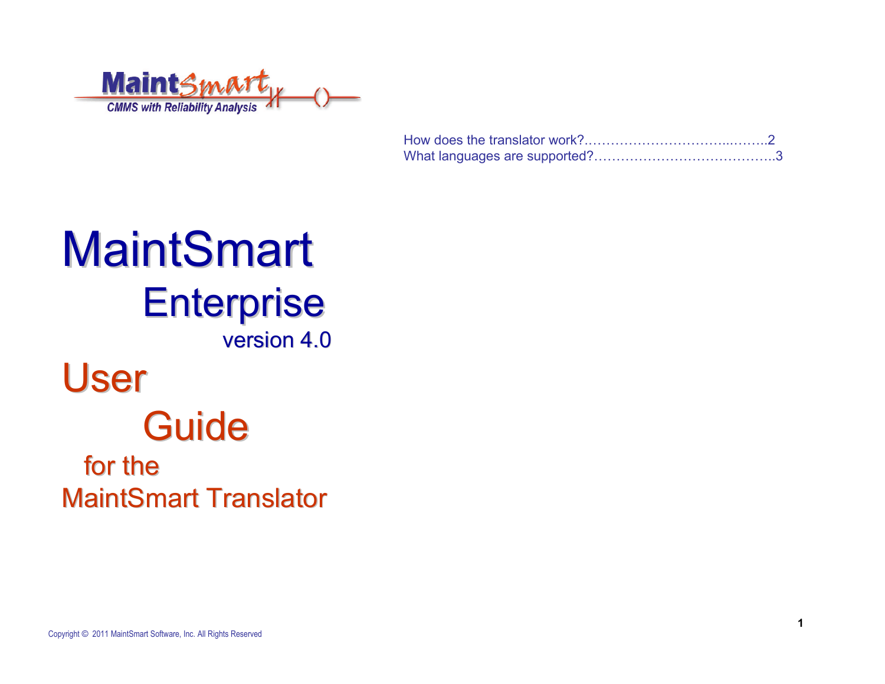MaintSmart

CMMS with Reliability Analysis

How does the translator work?………………………….………2
What languages are supported?…………………………………..3

# MaintSmart Enterprise

version 4.0

# User Guide

for the

MaintSmart Translator

Copyright © 2011 MaintSmart Software, Inc. All Rights Reserved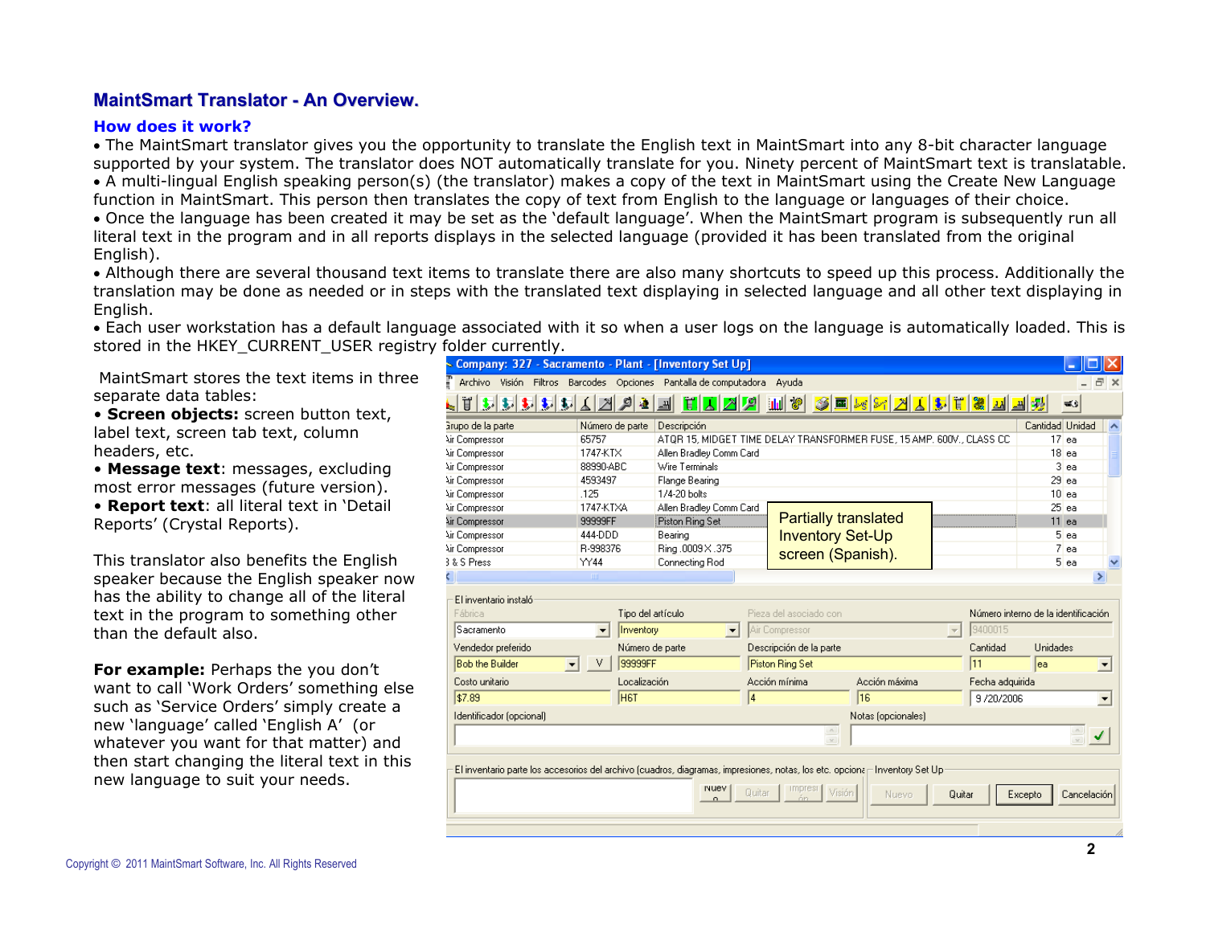# MaintSmart Translator - An Overview.

## How does it work?

- The MaintSmart translator gives you the opportunity to translate the English text in MaintSmart into any 8-bit character language supported by your system. The translator does NOT automatically translate for you. Ninety percent of MaintSmart text is translatable.
- A multi-lingual English speaking person(s) (the translator) makes a copy of the text in MaintSmart using the Create New Language function in MaintSmart. This person then translates the copy of text from English to the language or languages of their choice.
- Once the language has been created it may be set as the 'default language'. When the MaintSmart program is subsequently run all literal text in the program and in all reports displays in the selected language (provided it has been translated from the original English).
- Although there are several thousand text items to translate there are also many shortcuts to speed up this process. Additionally the translation may be done as needed or in steps with the translated text displaying in selected language and all other text displaying in English.
- Each user workstation has a default language associated with it so when a user logs on the language is automatically loaded. This is stored in the HKEY_CURRENT_USER registry folder currently.

MaintSmart stores the text items in three separate data tables:

- **Screen objects:** screen button text, label text, screen tab text, column headers, etc.
- **Message text**: messages, excluding most error messages (future version).
- **Report text**: all literal text in 'Detail Reports' (Crystal Reports).

This translator also benefits the English speaker because the English speaker now has the ability to change all of the literal text in the program to something other than the default also.

**For example:** Perhaps the you don't want to call 'Work Orders' something else such as 'Service Orders' simply create a new 'language' called 'English A' (or whatever you want for that matter) and then start changing the literal text in this new language to suit your needs.

Partially translated Inventory Set-Up screen (Spanish).

Copyright © 2011 MaintSmart Software, Inc. All Rights Reserved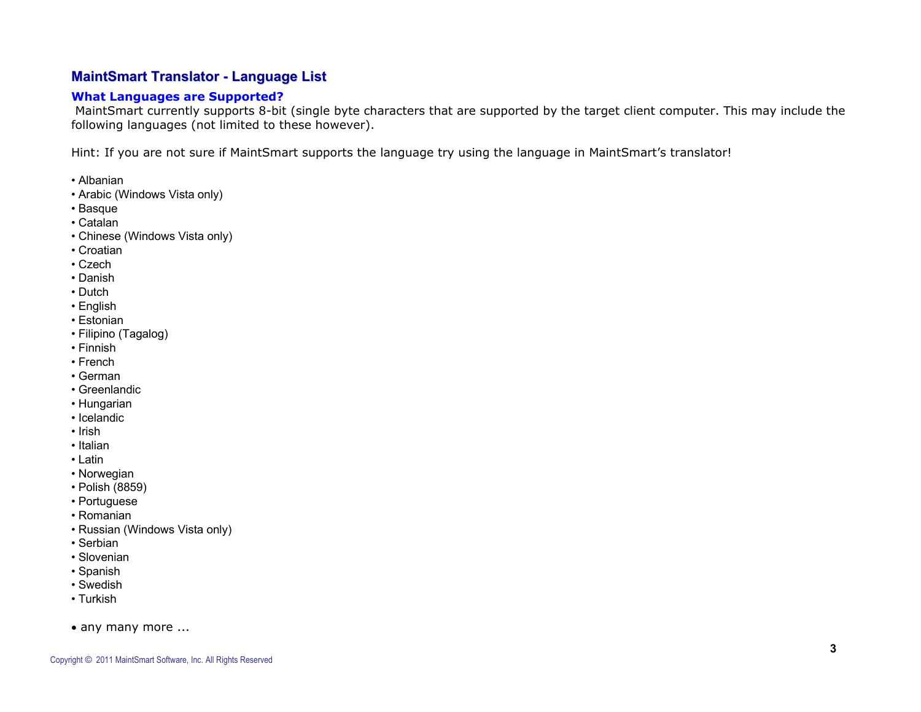## MaintSmart Translator - Language List

### What Languages are Supported?

MaintSmart currently supports 8-bit (single byte characters that are supported by the target client computer. This may include the following languages (not limited to these however).

Hint: If you are not sure if MaintSmart supports the language try using the language in MaintSmart's translator!

- Albanian
- Arabic (Windows Vista only)
- Basque
- Catalan
- Chinese (Windows Vista only)
- Croatian
- Czech
- Danish
- Dutch
- English
- Estonian
- Filipino (Tagalog)
- Finnish
- French
- German
- Greenlandic
- Hungarian
- Icelandic
- Irish
- Italian
- Latin
- Norwegian
- Polish (8859)
- Portuguese
- Romanian
- Russian (Windows Vista only)
- Serbian
- Slovenian
- Spanish
- Swedish
- Turkish

- any many more ...

Copyright © 2011 MaintSmart Software, Inc. All Rights Reserved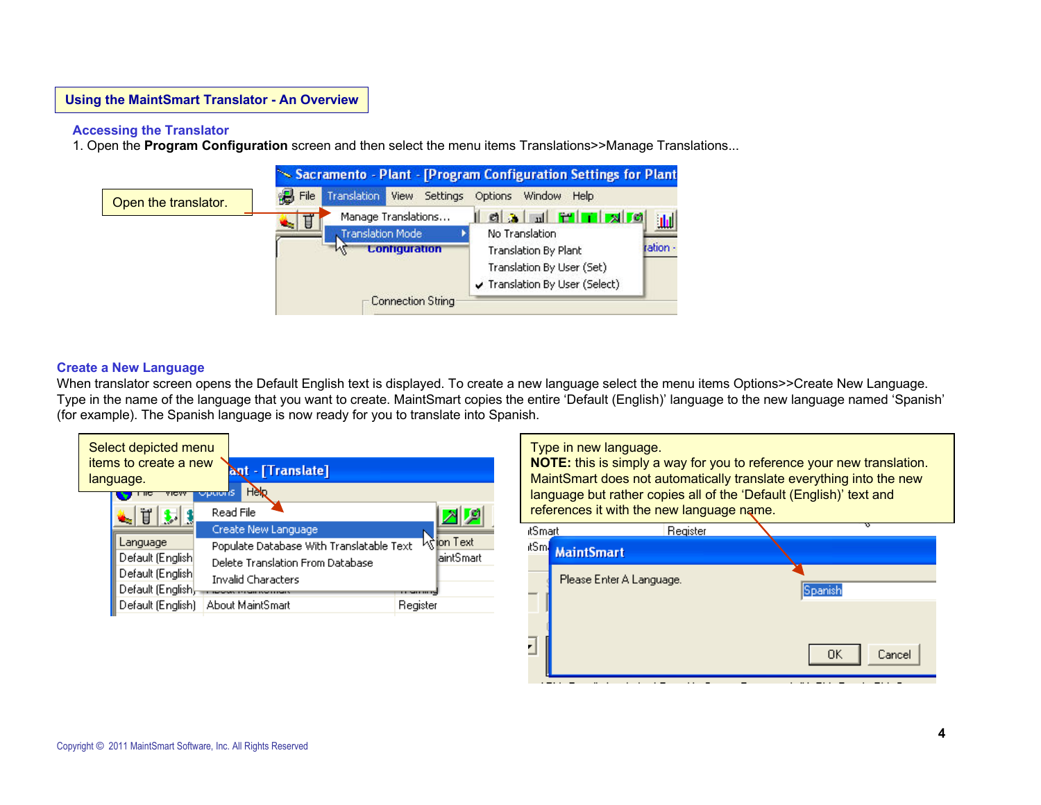# Using the MaintSmart Translator - An Overview

## Accessing the Translator

1. Open the **Program Configuration** screen and then select the menu items Translations>>Manage Translations...

Open the translator.

## Create a New Language

When translator screen opens the Default English text is displayed. To create a new language select the menu items Options>>Create New Language. Type in the name of the language that you want to create. MaintSmart copies the entire ‘Default (English)’ language to the new language named ‘Spanish’ (for example). The Spanish language is now ready for you to translate into Spanish.

Select depicted menu items to create a new language.

Type in new language.
**NOTE:** this is simply a way for you to reference your new translation. MaintSmart does not automatically translate everything into the new language but rather copies all of the ‘Default (English)’ text and references it with the new language name.

Copyright © 2011 MaintSmart Software, Inc. All Rights Reserved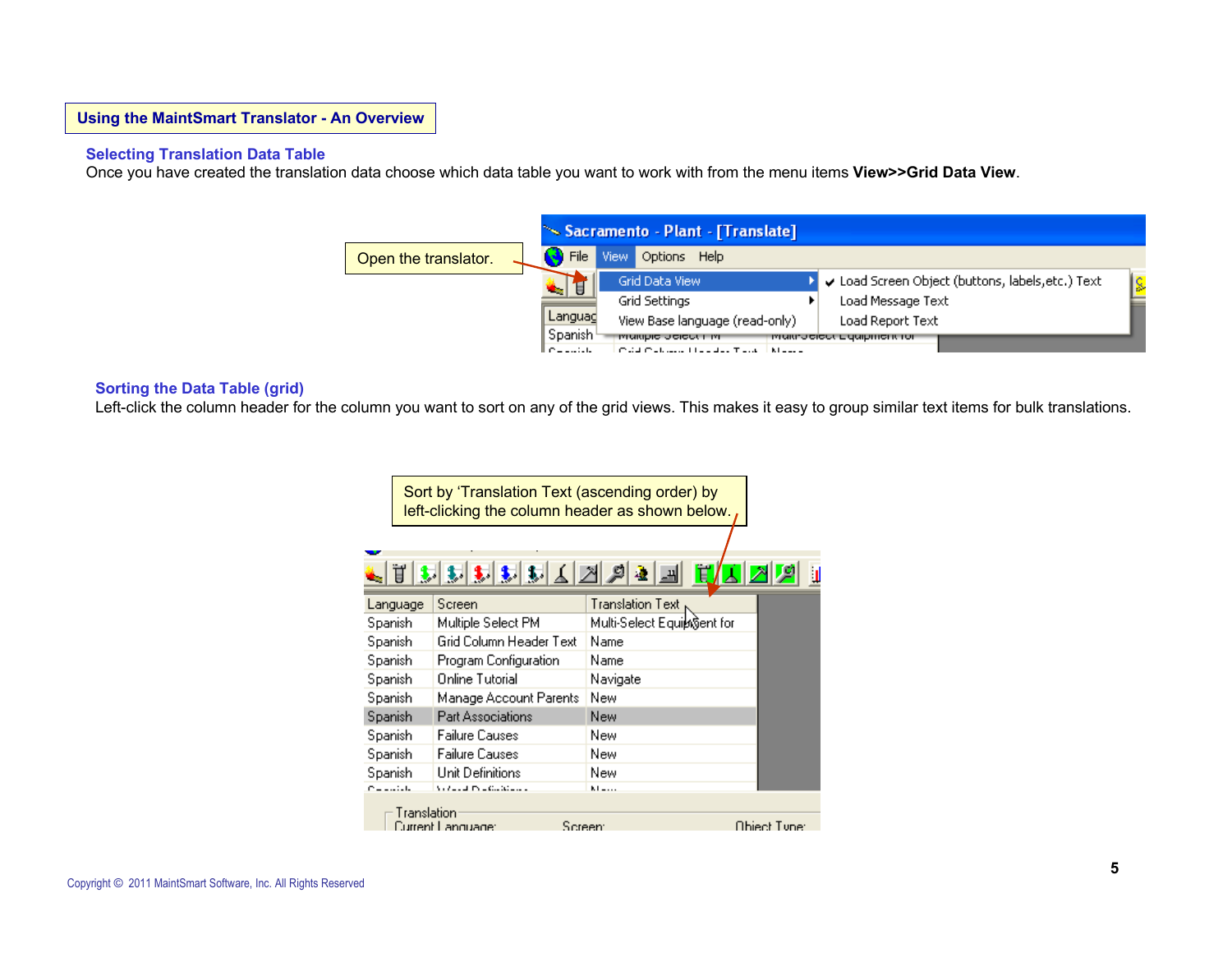# Using the MaintSmart Translator - An Overview

## Selecting Translation Data Table

Once you have created the translation data choose which data table you want to work with from the menu items **View>>Grid Data View**.

Open the translator.

## Sorting the Data Table (grid)

Left-click the column header for the column you want to sort on any of the grid views. This makes it easy to group similar text items for bulk translations.

Sort by 'Translation Text (ascending order) by left-clicking the column header as shown below.

Copyright © 2011 MaintSmart Software, Inc. All Rights Reserved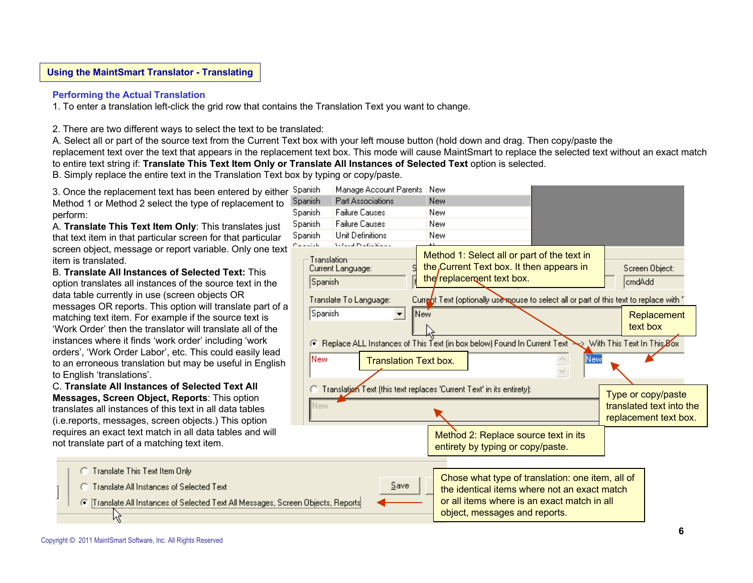## Using the MaintSmart Translator - Translating

### Performing the Actual Translation

1. To enter a translation left-click the grid row that contains the Translation Text you want to change.

2. There are two different ways to select the text to be translated:
A. Select all or part of the source text from the Current Text box with your left mouse button (hold down and drag. Then copy/paste the replacement text over the text that appears in the replacement text box. This mode will cause MaintSmart to replace the selected text without an exact match to entire text string if: **Translate This Text Item Only or Translate All Instances of Selected Text** option is selected.
B. Simply replace the entire text in the Translation Text box by typing or copy/paste.

3. Once the replacement text has been entered by either Method 1 or Method 2 select the type of replacement to perform:
A. **Translate This Text Item Only**: This translates just that text item in that particular screen for that particular screen object, message or report variable. Only one text item is translated.
B. **Translate All Instances of Selected Text:** This option translates all instances of the source text in the data table currently in use (screen objects OR messages OR reports. This option will translate part of a matching text item. For example if the source text is 'Work Order' then the translator will translate all of the instances where it finds 'work order' including 'work orders', 'Work Order Labor', etc. This could easily lead to an erroneous translation but may be useful in English to English 'translations'.
C. **Translate All Instances of Selected Text All Messages, Screen Object, Reports**: This option translates all instances of this text in all data tables (i.e.reports, messages, screen objects.) This option requires an exact text match in all data tables and will not translate part of a matching text item.

Method 1: Select all or part of the text in the Current Text box. It then appears in the replacement text box.

Replacement text box

Translation Text box.

Type or copy/paste translated text into the replacement text box.

Method 2: Replace source text in its entirety by typing or copy/paste.

Chose what type of translation: one item, all of the identical items where not an exact match or all items where is an exact match in all object, messages and reports.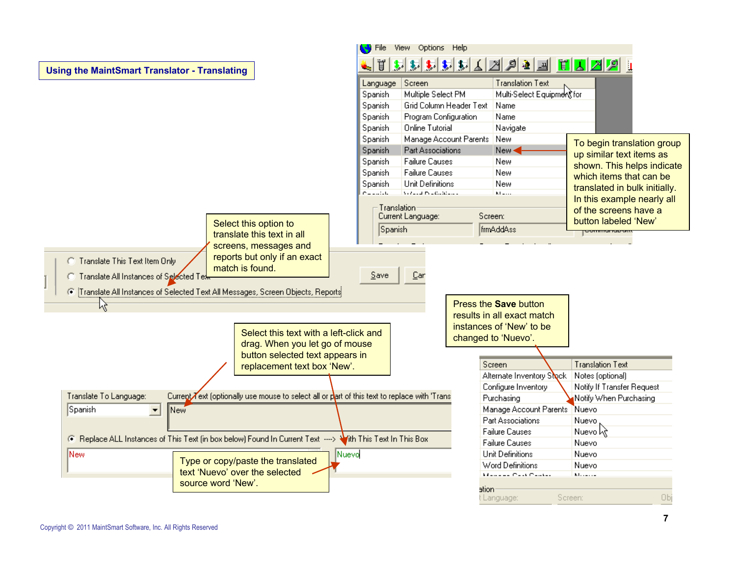# Using the MaintSmart Translator - Translating

To begin translation group up similar text items as shown. This helps indicate which items that can be translated in bulk initially. In this example nearly all of the screens have a button labeled 'New'

| Language | Screen | Translation Text |
|---|---|---|
| Spanish | Multiple Select PM | Multi-Select Equipment for |
| Spanish | Grid Column Header Text | Name |
| Spanish | Program Configuration | Name |
| Spanish | Online Tutorial | Navigate |
| Spanish | Manage Account Parents | New |
| Spanish | Part Associations | New |
| Spanish | Failure Causes | New |
| Spanish | Failure Causes | New |
| Spanish | Unit Definitions | New |

Select this option to translate this text in all screens, messages and reports but only if an exact match is found.

- Translate This Text Item Only
- Translate All Instances of Selected Text
- Translate All Instances of Selected Text All Messages, Screen Objects, Reports

Select this text with a left-click and drag. When you let go of mouse button selected text appears in replacement text box 'New'.

Type or copy/paste the translated text 'Nuevo' over the selected source word 'New'.

Press the **Save** button results in all exact match instances of 'New' to be changed to 'Nuevo'.

| Screen | Translation Text |
|---|---|
| Alternate Inventory Stock | Notes (optional) |
| Configure Inventory | Notify If Transfer Request |
| Purchasing | Notify When Purchasing |
| Manage Account Parents | Nuevo |
| Part Associations | Nuevo |
| Failure Causes | Nuevo |
| Failure Causes | Nuevo |
| Unit Definitions | Nuevo |
| Word Definitions | Nuevo |

Copyright © 2011 MaintSmart Software, Inc. All Rights Reserved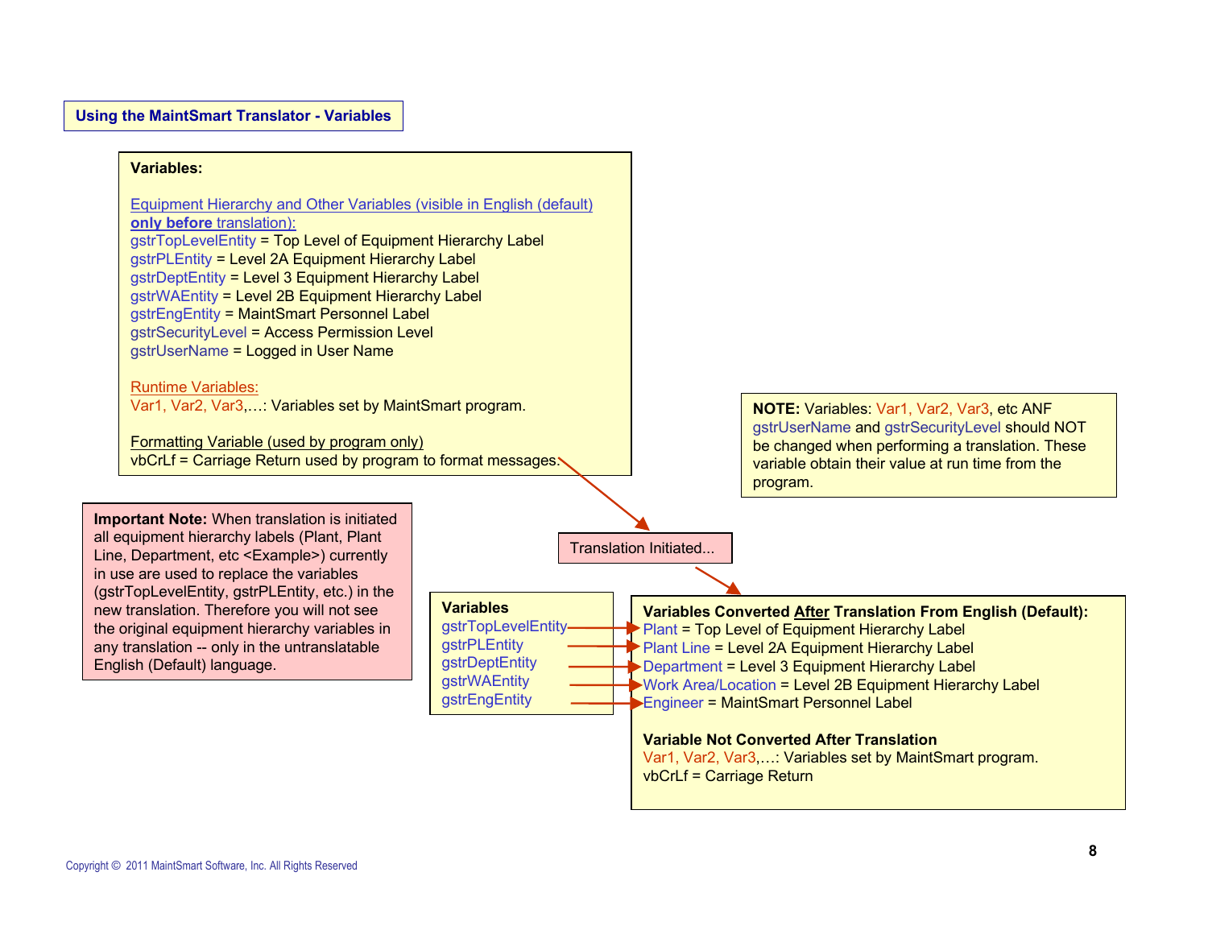## Using the MaintSmart Translator - Variables

**Variables:**

Equipment Hierarchy and Other Variables (visible in English (default) **only before** translation):

gstrTopLevelEntity = Top Level of Equipment Hierarchy Label
gstrPLEntity = Level 2A Equipment Hierarchy Label
gstrDeptEntity = Level 3 Equipment Hierarchy Label
gstrWAEntity = Level 2B Equipment Hierarchy Label
gstrEngEntity = MaintSmart Personnel Label
gstrSecurityLevel = Access Permission Level
gstrUserName = Logged in User Name

Runtime Variables:

Var1, Var2, Var3,…: Variables set by MaintSmart program.

Formatting Variable (used by program only)

vbCrLf = Carriage Return used by program to format messages.

**NOTE:** Variables: Var1, Var2, Var3, etc ANF gstrUserName and gstrSecurityLevel should NOT be changed when performing a translation. These variable obtain their value at run time from the program.

**Important Note:** When translation is initiated all equipment hierarchy labels (Plant, Plant Line, Department, etc <Example>) currently in use are used to replace the variables (gstrTopLevelEntity, gstrPLEntity, etc.) in the new translation. Therefore you will not see the original equipment hierarchy variables in any translation -- only in the untranslatable English (Default) language.

Translation Initiated...

| Variables | | Variables Converted After Translation From English (Default): |
|---|---|---|
| gstrTopLevelEntity | → | Plant = Top Level of Equipment Hierarchy Label |
| gstrPLEntity | → | Plant Line = Level 2A Equipment Hierarchy Label |
| gstrDeptEntity | → | Department = Level 3 Equipment Hierarchy Label |
| gstrWAEntity | → | Work Area/Location = Level 2B Equipment Hierarchy Label |
| gstrEngEntity | → | Engineer = MaintSmart Personnel Label |

**Variable Not Converted After Translation**

Var1, Var2, Var3,…: Variables set by MaintSmart program.
vbCrLf = Carriage Return

Copyright © 2011 MaintSmart Software, Inc. All Rights Reserved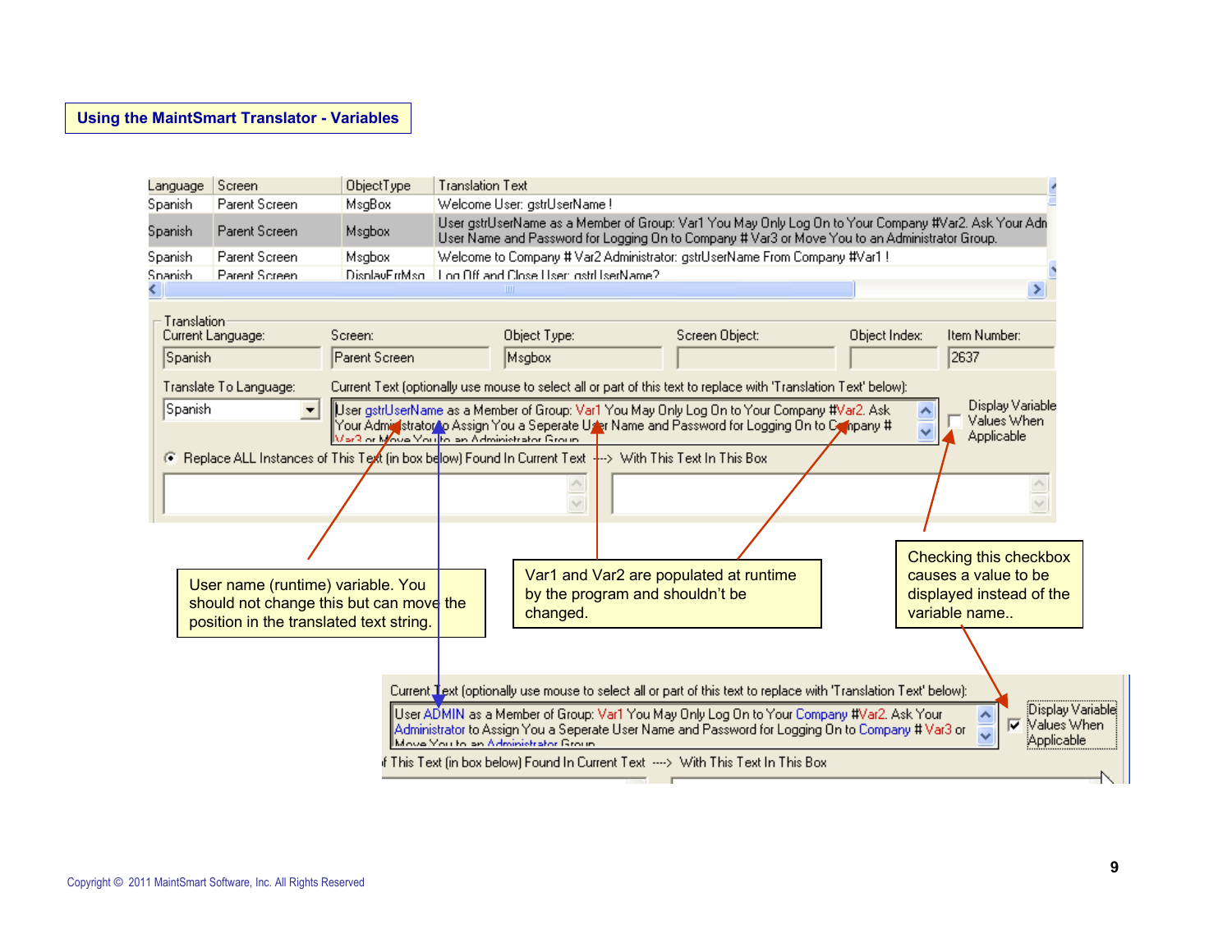## Using the MaintSmart Translator - Variables

| Language | Screen | ObjectType | Translation Text |
| --- | --- | --- | --- |
| Spanish | Parent Screen | MsgBox | Welcome User: gstrUserName ! |
| Spanish | Parent Screen | Msgbox | User gstrUserName as a Member of Group: Var1 You May Only Log On to Your Company #Var2. Ask Your Adn User Name and Password for Logging On to Company # Var3 or Move You to an Administrator Group. |
| Spanish | Parent Screen | Msgbox | Welcome to Company # Var2 Administrator: gstrUserName From Company #Var1 ! |
| Spanish | Parent Screen | DisplayErrMsg | Log Off and Close User: gstrUserName? |

Translation

| Current Language: | Screen: | Object Type: | Screen Object: | Object Index: | Item Number: |
| --- | --- | --- | --- | --- | --- |
| Spanish | Parent Screen | Msgbox | | | 2637 |

Translate To Language: Spanish

Current Text (optionally use mouse to select all or part of this text to replace with 'Translation Text' below):

User gstrUserName as a Member of Group: Var1 You May Only Log On to Your Company #Var2. Ask Your Administrator to Assign You a Seperate User Name and Password for Logging On to Company # Var3 or Move You to an Administrator Group

Display Variable Values When Applicable

Replace ALL Instances of This Text (in box below) Found In Current Text ---> With This Text In This Box

User name (runtime) variable. You should not change this but can move the position in the translated text string.

Var1 and Var2 are populated at runtime by the program and shouldn't be changed.

Checking this checkbox causes a value to be displayed instead of the variable name..

Current Text (optionally use mouse to select all or part of this text to replace with 'Translation Text' below):

User ADMIN as a Member of Group: Var1 You May Only Log On to Your Company #Var2. Ask Your Administrator to Assign You a Seperate User Name and Password for Logging On to Company # Var3 or Move You to an Administrator Group

☑ Display Variable Values When Applicable

f This Text (in box below) Found In Current Text ---> With This Text In This Box

Copyright © 2011 MaintSmart Software, Inc. All Rights Reserved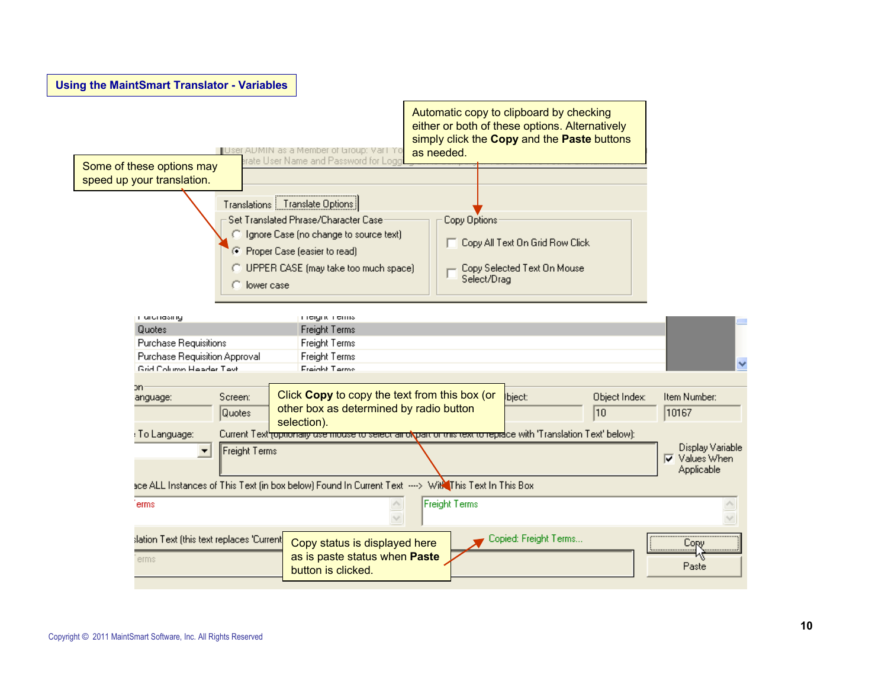## Using the MaintSmart Translator - Variables

Automatic copy to clipboard by checking either or both of these options. Alternatively simply click the **Copy** and the **Paste** buttons as needed.

Some of these options may speed up your translation.

Translations | Translate Options

Set Translated Phrase/Character Case

- Ignore Case (no change to source text)
- Proper Case (easier to read)
- UPPER CASE (may take too much space)
- lower case

Copy Options

- Copy All Text On Grid Row Click
- Copy Selected Text On Mouse Select/Drag

| | |
|---|---|
| Quotes | Freight Terms |
| Purchase Requisitions | Freight Terms |
| Purchase Requisition Approval | Freight Terms |

Click **Copy** to copy the text from this box (or other box as determined by radio button selection).

Screen: Quotes

Object Index: 10

Item Number: 10167

Current Text (optionally use mouse to select all or part of this text to replace with 'Translation Text' below):

Freight Terms

Display Variable Values When Applicable

...ace ALL Instances of This Text (in box below) Found In Current Text ----> With This Text In This Box

Freight Terms

Copy status is displayed here as is paste status when **Paste** button is clicked.

Copied: Freight Terms...

Copy

Paste

Copyright © 2011 MaintSmart Software, Inc. All Rights Reserved